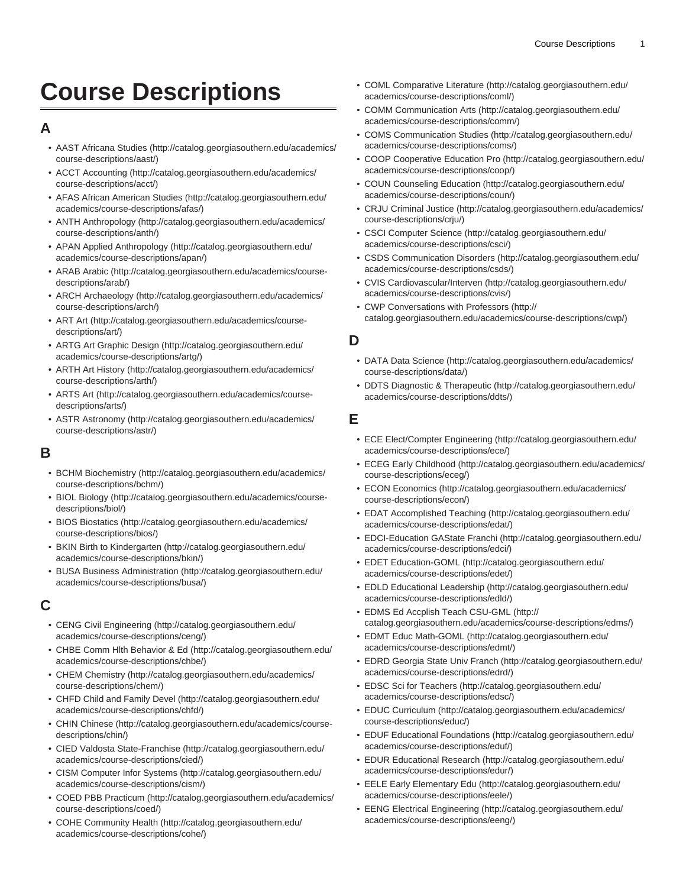# Course Descriptions

## A

- AAST Africana Studies (http://catalog.georgiasouthern.edu/academics/course-descriptions/aast/)
- ACCT Accounting (http://catalog.georgiasouthern.edu/academics/course-descriptions/acct/)
- AFAS African American Studies (http://catalog.georgiasouthern.edu/academics/course-descriptions/afas/)
- ANTH Anthropology (http://catalog.georgiasouthern.edu/academics/course-descriptions/anth/)
- APAN Applied Anthropology (http://catalog.georgiasouthern.edu/academics/course-descriptions/apan/)
- ARAB Arabic (http://catalog.georgiasouthern.edu/academics/course-descriptions/arab/)
- ARCH Archaeology (http://catalog.georgiasouthern.edu/academics/course-descriptions/arch/)
- ART Art (http://catalog.georgiasouthern.edu/academics/course-descriptions/art/)
- ARTG Art Graphic Design (http://catalog.georgiasouthern.edu/academics/course-descriptions/artg/)
- ARTH Art History (http://catalog.georgiasouthern.edu/academics/course-descriptions/arth/)
- ARTS Art (http://catalog.georgiasouthern.edu/academics/course-descriptions/arts/)
- ASTR Astronomy (http://catalog.georgiasouthern.edu/academics/course-descriptions/astr/)

## B

- BCHM Biochemistry (http://catalog.georgiasouthern.edu/academics/course-descriptions/bchm/)
- BIOL Biology (http://catalog.georgiasouthern.edu/academics/course-descriptions/biol/)
- BIOS Biostatics (http://catalog.georgiasouthern.edu/academics/course-descriptions/bios/)
- BKIN Birth to Kindergarten (http://catalog.georgiasouthern.edu/academics/course-descriptions/bkin/)
- BUSA Business Administration (http://catalog.georgiasouthern.edu/academics/course-descriptions/busa/)

## C

- CENG Civil Engineering (http://catalog.georgiasouthern.edu/academics/course-descriptions/ceng/)
- CHBE Comm Hlth Behavior & Ed (http://catalog.georgiasouthern.edu/academics/course-descriptions/chbe/)
- CHEM Chemistry (http://catalog.georgiasouthern.edu/academics/course-descriptions/chem/)
- CHFD Child and Family Devel (http://catalog.georgiasouthern.edu/academics/course-descriptions/chfd/)
- CHIN Chinese (http://catalog.georgiasouthern.edu/academics/course-descriptions/chin/)
- CIED Valdosta State-Franchise (http://catalog.georgiasouthern.edu/academics/course-descriptions/cied/)
- CISM Computer Infor Systems (http://catalog.georgiasouthern.edu/academics/course-descriptions/cism/)
- COED PBB Practicum (http://catalog.georgiasouthern.edu/academics/course-descriptions/coed/)
- COHE Community Health (http://catalog.georgiasouthern.edu/academics/course-descriptions/cohe/)
- COML Comparative Literature (http://catalog.georgiasouthern.edu/academics/course-descriptions/coml/)
- COMM Communication Arts (http://catalog.georgiasouthern.edu/academics/course-descriptions/comm/)
- COMS Communication Studies (http://catalog.georgiasouthern.edu/academics/course-descriptions/coms/)
- COOP Cooperative Education Pro (http://catalog.georgiasouthern.edu/academics/course-descriptions/coop/)
- COUN Counseling Education (http://catalog.georgiasouthern.edu/academics/course-descriptions/coun/)
- CRJU Criminal Justice (http://catalog.georgiasouthern.edu/academics/course-descriptions/crju/)
- CSCI Computer Science (http://catalog.georgiasouthern.edu/academics/course-descriptions/csci/)
- CSDS Communication Disorders (http://catalog.georgiasouthern.edu/academics/course-descriptions/csds/)
- CVIS Cardiovascular/Interven (http://catalog.georgiasouthern.edu/academics/course-descriptions/cvis/)
- CWP Conversations with Professors (http://catalog.georgiasouthern.edu/academics/course-descriptions/cwp/)

## D

- DATA Data Science (http://catalog.georgiasouthern.edu/academics/course-descriptions/data/)
- DDTS Diagnostic & Therapeutic (http://catalog.georgiasouthern.edu/academics/course-descriptions/ddts/)

## E

- ECE Elect/Compter Engineering (http://catalog.georgiasouthern.edu/academics/course-descriptions/ece/)
- ECEG Early Childhood (http://catalog.georgiasouthern.edu/academics/course-descriptions/eceg/)
- ECON Economics (http://catalog.georgiasouthern.edu/academics/course-descriptions/econ/)
- EDAT Accomplished Teaching (http://catalog.georgiasouthern.edu/academics/course-descriptions/edat/)
- EDCI-Education GAState Franchi (http://catalog.georgiasouthern.edu/academics/course-descriptions/edci/)
- EDET Education-GOML (http://catalog.georgiasouthern.edu/academics/course-descriptions/edet/)
- EDLD Educational Leadership (http://catalog.georgiasouthern.edu/academics/course-descriptions/edld/)
- EDMS Ed Accplish Teach CSU-GML (http://catalog.georgiasouthern.edu/academics/course-descriptions/edms/)
- EDMT Educ Math-GOML (http://catalog.georgiasouthern.edu/academics/course-descriptions/edmt/)
- EDRD Georgia State Univ Franch (http://catalog.georgiasouthern.edu/academics/course-descriptions/edrd/)
- EDSC Sci for Teachers (http://catalog.georgiasouthern.edu/academics/course-descriptions/edsc/)
- EDUC Curriculum (http://catalog.georgiasouthern.edu/academics/course-descriptions/educ/)
- EDUF Educational Foundations (http://catalog.georgiasouthern.edu/academics/course-descriptions/eduf/)
- EDUR Educational Research (http://catalog.georgiasouthern.edu/academics/course-descriptions/edur/)
- EELE Early Elementary Edu (http://catalog.georgiasouthern.edu/academics/course-descriptions/eele/)
- EENG Electrical Engineering (http://catalog.georgiasouthern.edu/academics/course-descriptions/eeng/)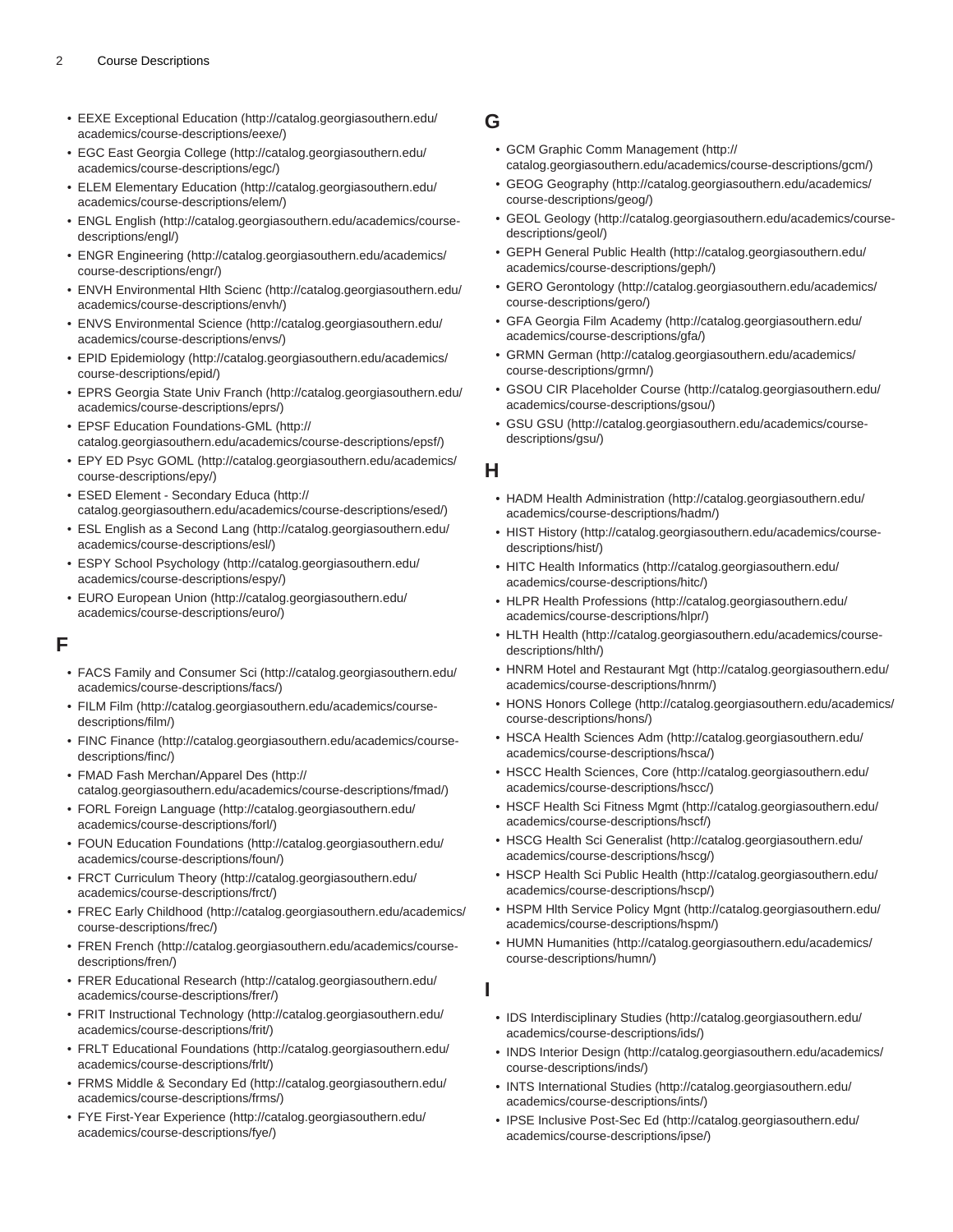- EEXE Exceptional Education (http://catalog.georgiasouthern.edu/academics/course-descriptions/eexe/)
- EGC East Georgia College (http://catalog.georgiasouthern.edu/academics/course-descriptions/egc/)
- ELEM Elementary Education (http://catalog.georgiasouthern.edu/academics/course-descriptions/elem/)
- ENGL English (http://catalog.georgiasouthern.edu/academics/course-descriptions/engl/)
- ENGR Engineering (http://catalog.georgiasouthern.edu/academics/course-descriptions/engr/)
- ENVH Environmental Hlth Scienc (http://catalog.georgiasouthern.edu/academics/course-descriptions/envh/)
- ENVS Environmental Science (http://catalog.georgiasouthern.edu/academics/course-descriptions/envs/)
- EPID Epidemiology (http://catalog.georgiasouthern.edu/academics/course-descriptions/epid/)
- EPRS Georgia State Univ Franch (http://catalog.georgiasouthern.edu/academics/course-descriptions/eprs/)
- EPSF Education Foundations-GML (http://catalog.georgiasouthern.edu/academics/course-descriptions/epsf/)
- EPY ED Psyc GOML (http://catalog.georgiasouthern.edu/academics/course-descriptions/epy/)
- ESED Element - Secondary Educa (http://catalog.georgiasouthern.edu/academics/course-descriptions/esed/)
- ESL English as a Second Lang (http://catalog.georgiasouthern.edu/academics/course-descriptions/esl/)
- ESPY School Psychology (http://catalog.georgiasouthern.edu/academics/course-descriptions/espy/)
- EURO European Union (http://catalog.georgiasouthern.edu/academics/course-descriptions/euro/)

## F

- FACS Family and Consumer Sci (http://catalog.georgiasouthern.edu/academics/course-descriptions/facs/)
- FILM Film (http://catalog.georgiasouthern.edu/academics/course-descriptions/film/)
- FINC Finance (http://catalog.georgiasouthern.edu/academics/course-descriptions/finc/)
- FMAD Fash Merchan/Apparel Des (http://catalog.georgiasouthern.edu/academics/course-descriptions/fmad/)
- FORL Foreign Language (http://catalog.georgiasouthern.edu/academics/course-descriptions/forl/)
- FOUN Education Foundations (http://catalog.georgiasouthern.edu/academics/course-descriptions/foun/)
- FRCT Curriculum Theory (http://catalog.georgiasouthern.edu/academics/course-descriptions/frct/)
- FREC Early Childhood (http://catalog.georgiasouthern.edu/academics/course-descriptions/frec/)
- FREN French (http://catalog.georgiasouthern.edu/academics/course-descriptions/fren/)
- FRER Educational Research (http://catalog.georgiasouthern.edu/academics/course-descriptions/frer/)
- FRIT Instructional Technology (http://catalog.georgiasouthern.edu/academics/course-descriptions/frit/)
- FRLT Educational Foundations (http://catalog.georgiasouthern.edu/academics/course-descriptions/frlt/)
- FRMS Middle & Secondary Ed (http://catalog.georgiasouthern.edu/academics/course-descriptions/frms/)
- FYE First-Year Experience (http://catalog.georgiasouthern.edu/academics/course-descriptions/fye/)

## G

- GCM Graphic Comm Management (http://catalog.georgiasouthern.edu/academics/course-descriptions/gcm/)
- GEOG Geography (http://catalog.georgiasouthern.edu/academics/course-descriptions/geog/)
- GEOL Geology (http://catalog.georgiasouthern.edu/academics/course-descriptions/geol/)
- GEPH General Public Health (http://catalog.georgiasouthern.edu/academics/course-descriptions/geph/)
- GERO Gerontology (http://catalog.georgiasouthern.edu/academics/course-descriptions/gero/)
- GFA Georgia Film Academy (http://catalog.georgiasouthern.edu/academics/course-descriptions/gfa/)
- GRMN German (http://catalog.georgiasouthern.edu/academics/course-descriptions/grmn/)
- GSOU CIR Placeholder Course (http://catalog.georgiasouthern.edu/academics/course-descriptions/gsou/)
- GSU GSU (http://catalog.georgiasouthern.edu/academics/course-descriptions/gsu/)

## H

- HADM Health Administration (http://catalog.georgiasouthern.edu/academics/course-descriptions/hadm/)
- HIST History (http://catalog.georgiasouthern.edu/academics/course-descriptions/hist/)
- HITC Health Informatics (http://catalog.georgiasouthern.edu/academics/course-descriptions/hitc/)
- HLPR Health Professions (http://catalog.georgiasouthern.edu/academics/course-descriptions/hlpr/)
- HLTH Health (http://catalog.georgiasouthern.edu/academics/course-descriptions/hlth/)
- HNRM Hotel and Restaurant Mgt (http://catalog.georgiasouthern.edu/academics/course-descriptions/hnrm/)
- HONS Honors College (http://catalog.georgiasouthern.edu/academics/course-descriptions/hons/)
- HSCA Health Sciences Adm (http://catalog.georgiasouthern.edu/academics/course-descriptions/hsca/)
- HSCC Health Sciences, Core (http://catalog.georgiasouthern.edu/academics/course-descriptions/hscc/)
- HSCF Health Sci Fitness Mgmt (http://catalog.georgiasouthern.edu/academics/course-descriptions/hscf/)
- HSCG Health Sci Generalist (http://catalog.georgiasouthern.edu/academics/course-descriptions/hscg/)
- HSCP Health Sci Public Health (http://catalog.georgiasouthern.edu/academics/course-descriptions/hscp/)
- HSPM Hlth Service Policy Mgnt (http://catalog.georgiasouthern.edu/academics/course-descriptions/hspm/)
- HUMN Humanities (http://catalog.georgiasouthern.edu/academics/course-descriptions/humn/)

## I

- IDS Interdisciplinary Studies (http://catalog.georgiasouthern.edu/academics/course-descriptions/ids/)
- INDS Interior Design (http://catalog.georgiasouthern.edu/academics/course-descriptions/inds/)
- INTS International Studies (http://catalog.georgiasouthern.edu/academics/course-descriptions/ints/)
- IPSE Inclusive Post-Sec Ed (http://catalog.georgiasouthern.edu/academics/course-descriptions/ipse/)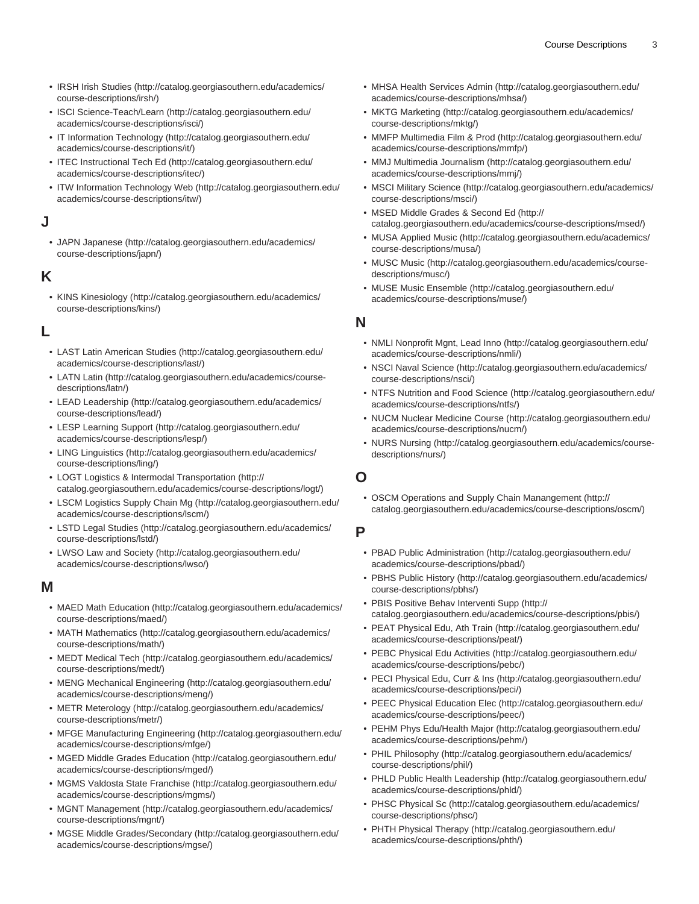- IRSH Irish Studies (http://catalog.georgiasouthern.edu/academics/course-descriptions/irsh/)
- ISCI Science-Teach/Learn (http://catalog.georgiasouthern.edu/academics/course-descriptions/isci/)
- IT Information Technology (http://catalog.georgiasouthern.edu/academics/course-descriptions/it/)
- ITEC Instructional Tech Ed (http://catalog.georgiasouthern.edu/academics/course-descriptions/itec/)
- ITW Information Technology Web (http://catalog.georgiasouthern.edu/academics/course-descriptions/itw/)

## J

- JAPN Japanese (http://catalog.georgiasouthern.edu/academics/course-descriptions/japn/)

## K

- KINS Kinesiology (http://catalog.georgiasouthern.edu/academics/course-descriptions/kins/)

## L

- LAST Latin American Studies (http://catalog.georgiasouthern.edu/academics/course-descriptions/last/)
- LATN Latin (http://catalog.georgiasouthern.edu/academics/course-descriptions/latn/)
- LEAD Leadership (http://catalog.georgiasouthern.edu/academics/course-descriptions/lead/)
- LESP Learning Support (http://catalog.georgiasouthern.edu/academics/course-descriptions/lesp/)
- LING Linguistics (http://catalog.georgiasouthern.edu/academics/course-descriptions/ling/)
- LOGT Logistics & Intermodal Transportation (http://catalog.georgiasouthern.edu/academics/course-descriptions/logt/)
- LSCM Logistics Supply Chain Mg (http://catalog.georgiasouthern.edu/academics/course-descriptions/lscm/)
- LSTD Legal Studies (http://catalog.georgiasouthern.edu/academics/course-descriptions/lstd/)
- LWSO Law and Society (http://catalog.georgiasouthern.edu/academics/course-descriptions/lwso/)

## M

- MAED Math Education (http://catalog.georgiasouthern.edu/academics/course-descriptions/maed/)
- MATH Mathematics (http://catalog.georgiasouthern.edu/academics/course-descriptions/math/)
- MEDT Medical Tech (http://catalog.georgiasouthern.edu/academics/course-descriptions/medt/)
- MENG Mechanical Engineering (http://catalog.georgiasouthern.edu/academics/course-descriptions/meng/)
- METR Meterology (http://catalog.georgiasouthern.edu/academics/course-descriptions/metr/)
- MFGE Manufacturing Engineering (http://catalog.georgiasouthern.edu/academics/course-descriptions/mfge/)
- MGED Middle Grades Education (http://catalog.georgiasouthern.edu/academics/course-descriptions/mged/)
- MGMS Valdosta State Franchise (http://catalog.georgiasouthern.edu/academics/course-descriptions/mgms/)
- MGNT Management (http://catalog.georgiasouthern.edu/academics/course-descriptions/mgnt/)
- MGSE Middle Grades/Secondary (http://catalog.georgiasouthern.edu/academics/course-descriptions/mgse/)
- MHSA Health Services Admin (http://catalog.georgiasouthern.edu/academics/course-descriptions/mhsa/)
- MKTG Marketing (http://catalog.georgiasouthern.edu/academics/course-descriptions/mktg/)
- MMFP Multimedia Film & Prod (http://catalog.georgiasouthern.edu/academics/course-descriptions/mmfp/)
- MMJ Multimedia Journalism (http://catalog.georgiasouthern.edu/academics/course-descriptions/mmj/)
- MSCI Military Science (http://catalog.georgiasouthern.edu/academics/course-descriptions/msci/)
- MSED Middle Grades & Second Ed (http://catalog.georgiasouthern.edu/academics/course-descriptions/msed/)
- MUSA Applied Music (http://catalog.georgiasouthern.edu/academics/course-descriptions/musa/)
- MUSC Music (http://catalog.georgiasouthern.edu/academics/course-descriptions/musc/)
- MUSE Music Ensemble (http://catalog.georgiasouthern.edu/academics/course-descriptions/muse/)

## N

- NMLI Nonprofit Mgnt, Lead Inno (http://catalog.georgiasouthern.edu/academics/course-descriptions/nmli/)
- NSCI Naval Science (http://catalog.georgiasouthern.edu/academics/course-descriptions/nsci/)
- NTFS Nutrition and Food Science (http://catalog.georgiasouthern.edu/academics/course-descriptions/ntfs/)
- NUCM Nuclear Medicine Course (http://catalog.georgiasouthern.edu/academics/course-descriptions/nucm/)
- NURS Nursing (http://catalog.georgiasouthern.edu/academics/course-descriptions/nurs/)

## O

- OSCM Operations and Supply Chain Manangement (http://catalog.georgiasouthern.edu/academics/course-descriptions/oscm/)

## P

- PBAD Public Administration (http://catalog.georgiasouthern.edu/academics/course-descriptions/pbad/)
- PBHS Public History (http://catalog.georgiasouthern.edu/academics/course-descriptions/pbhs/)
- PBIS Positive Behav Interventi Supp (http://catalog.georgiasouthern.edu/academics/course-descriptions/pbis/)
- PEAT Physical Edu, Ath Train (http://catalog.georgiasouthern.edu/academics/course-descriptions/peat/)
- PEBC Physical Edu Activities (http://catalog.georgiasouthern.edu/academics/course-descriptions/pebc/)
- PECI Physical Edu, Curr & Ins (http://catalog.georgiasouthern.edu/academics/course-descriptions/peci/)
- PEEC Physical Education Elec (http://catalog.georgiasouthern.edu/academics/course-descriptions/peec/)
- PEHM Phys Edu/Health Major (http://catalog.georgiasouthern.edu/academics/course-descriptions/pehm/)
- PHIL Philosophy (http://catalog.georgiasouthern.edu/academics/course-descriptions/phil/)
- PHLD Public Health Leadership (http://catalog.georgiasouthern.edu/academics/course-descriptions/phld/)
- PHSC Physical Sc (http://catalog.georgiasouthern.edu/academics/course-descriptions/phsc/)
- PHTH Physical Therapy (http://catalog.georgiasouthern.edu/academics/course-descriptions/phth/)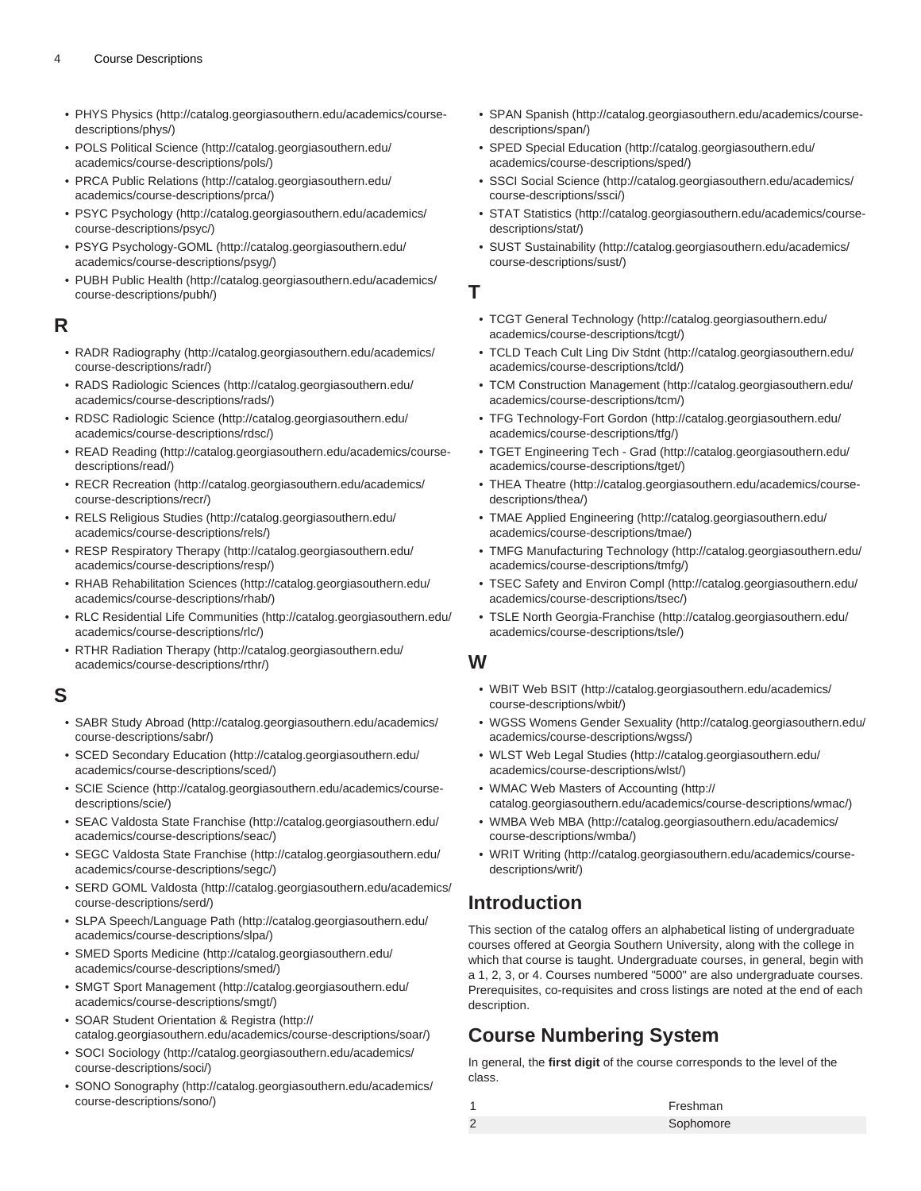- PHYS Physics (http://catalog.georgiasouthern.edu/academics/course-descriptions/phys/)
- POLS Political Science (http://catalog.georgiasouthern.edu/academics/course-descriptions/pols/)
- PRCA Public Relations (http://catalog.georgiasouthern.edu/academics/course-descriptions/prca/)
- PSYC Psychology (http://catalog.georgiasouthern.edu/academics/course-descriptions/psyc/)
- PSYG Psychology-GOML (http://catalog.georgiasouthern.edu/academics/course-descriptions/psyg/)
- PUBH Public Health (http://catalog.georgiasouthern.edu/academics/course-descriptions/pubh/)

## R

- RADR Radiography (http://catalog.georgiasouthern.edu/academics/course-descriptions/radr/)
- RADS Radiologic Sciences (http://catalog.georgiasouthern.edu/academics/course-descriptions/rads/)
- RDSC Radiologic Science (http://catalog.georgiasouthern.edu/academics/course-descriptions/rdsc/)
- READ Reading (http://catalog.georgiasouthern.edu/academics/course-descriptions/read/)
- RECR Recreation (http://catalog.georgiasouthern.edu/academics/course-descriptions/recr/)
- RELS Religious Studies (http://catalog.georgiasouthern.edu/academics/course-descriptions/rels/)
- RESP Respiratory Therapy (http://catalog.georgiasouthern.edu/academics/course-descriptions/resp/)
- RHAB Rehabilitation Sciences (http://catalog.georgiasouthern.edu/academics/course-descriptions/rhab/)
- RLC Residential Life Communities (http://catalog.georgiasouthern.edu/academics/course-descriptions/rlc/)
- RTHR Radiation Therapy (http://catalog.georgiasouthern.edu/academics/course-descriptions/rthr/)

## S

- SABR Study Abroad (http://catalog.georgiasouthern.edu/academics/course-descriptions/sabr/)
- SCED Secondary Education (http://catalog.georgiasouthern.edu/academics/course-descriptions/sced/)
- SCIE Science (http://catalog.georgiasouthern.edu/academics/course-descriptions/scie/)
- SEAC Valdosta State Franchise (http://catalog.georgiasouthern.edu/academics/course-descriptions/seac/)
- SEGC Valdosta State Franchise (http://catalog.georgiasouthern.edu/academics/course-descriptions/segc/)
- SERD GOML Valdosta (http://catalog.georgiasouthern.edu/academics/course-descriptions/serd/)
- SLPA Speech/Language Path (http://catalog.georgiasouthern.edu/academics/course-descriptions/slpa/)
- SMED Sports Medicine (http://catalog.georgiasouthern.edu/academics/course-descriptions/smed/)
- SMGT Sport Management (http://catalog.georgiasouthern.edu/academics/course-descriptions/smgt/)
- SOAR Student Orientation & Registra (http://catalog.georgiasouthern.edu/academics/course-descriptions/soar/)
- SOCI Sociology (http://catalog.georgiasouthern.edu/academics/course-descriptions/soci/)
- SONO Sonography (http://catalog.georgiasouthern.edu/academics/course-descriptions/sono/)
- SPAN Spanish (http://catalog.georgiasouthern.edu/academics/course-descriptions/span/)
- SPED Special Education (http://catalog.georgiasouthern.edu/academics/course-descriptions/sped/)
- SSCI Social Science (http://catalog.georgiasouthern.edu/academics/course-descriptions/ssci/)
- STAT Statistics (http://catalog.georgiasouthern.edu/academics/course-descriptions/stat/)
- SUST Sustainability (http://catalog.georgiasouthern.edu/academics/course-descriptions/sust/)

## T

- TCGT General Technology (http://catalog.georgiasouthern.edu/academics/course-descriptions/tcgt/)
- TCLD Teach Cult Ling Div Stdnt (http://catalog.georgiasouthern.edu/academics/course-descriptions/tcld/)
- TCM Construction Management (http://catalog.georgiasouthern.edu/academics/course-descriptions/tcm/)
- TFG Technology-Fort Gordon (http://catalog.georgiasouthern.edu/academics/course-descriptions/tfg/)
- TGET Engineering Tech - Grad (http://catalog.georgiasouthern.edu/academics/course-descriptions/tget/)
- THEA Theatre (http://catalog.georgiasouthern.edu/academics/course-descriptions/thea/)
- TMAE Applied Engineering (http://catalog.georgiasouthern.edu/academics/course-descriptions/tmae/)
- TMFG Manufacturing Technology (http://catalog.georgiasouthern.edu/academics/course-descriptions/tmfg/)
- TSEC Safety and Environ Compl (http://catalog.georgiasouthern.edu/academics/course-descriptions/tsec/)
- TSLE North Georgia-Franchise (http://catalog.georgiasouthern.edu/academics/course-descriptions/tsle/)

## W

- WBIT Web BSIT (http://catalog.georgiasouthern.edu/academics/course-descriptions/wbit/)
- WGSS Womens Gender Sexuality (http://catalog.georgiasouthern.edu/academics/course-descriptions/wgss/)
- WLST Web Legal Studies (http://catalog.georgiasouthern.edu/academics/course-descriptions/wlst/)
- WMAC Web Masters of Accounting (http://catalog.georgiasouthern.edu/academics/course-descriptions/wmac/)
- WMBA Web MBA (http://catalog.georgiasouthern.edu/academics/course-descriptions/wmba/)
- WRIT Writing (http://catalog.georgiasouthern.edu/academics/course-descriptions/writ/)

# Introduction

This section of the catalog offers an alphabetical listing of undergraduate courses offered at Georgia Southern University, along with the college in which that course is taught. Undergraduate courses, in general, begin with a 1, 2, 3, or 4. Courses numbered "5000" are also undergraduate courses. Prerequisites, co-requisites and cross listings are noted at the end of each description.

# Course Numbering System

In general, the **first digit** of the course corresponds to the level of the class.

| | |
|---|---|
| 1 | Freshman |
| 2 | Sophomore |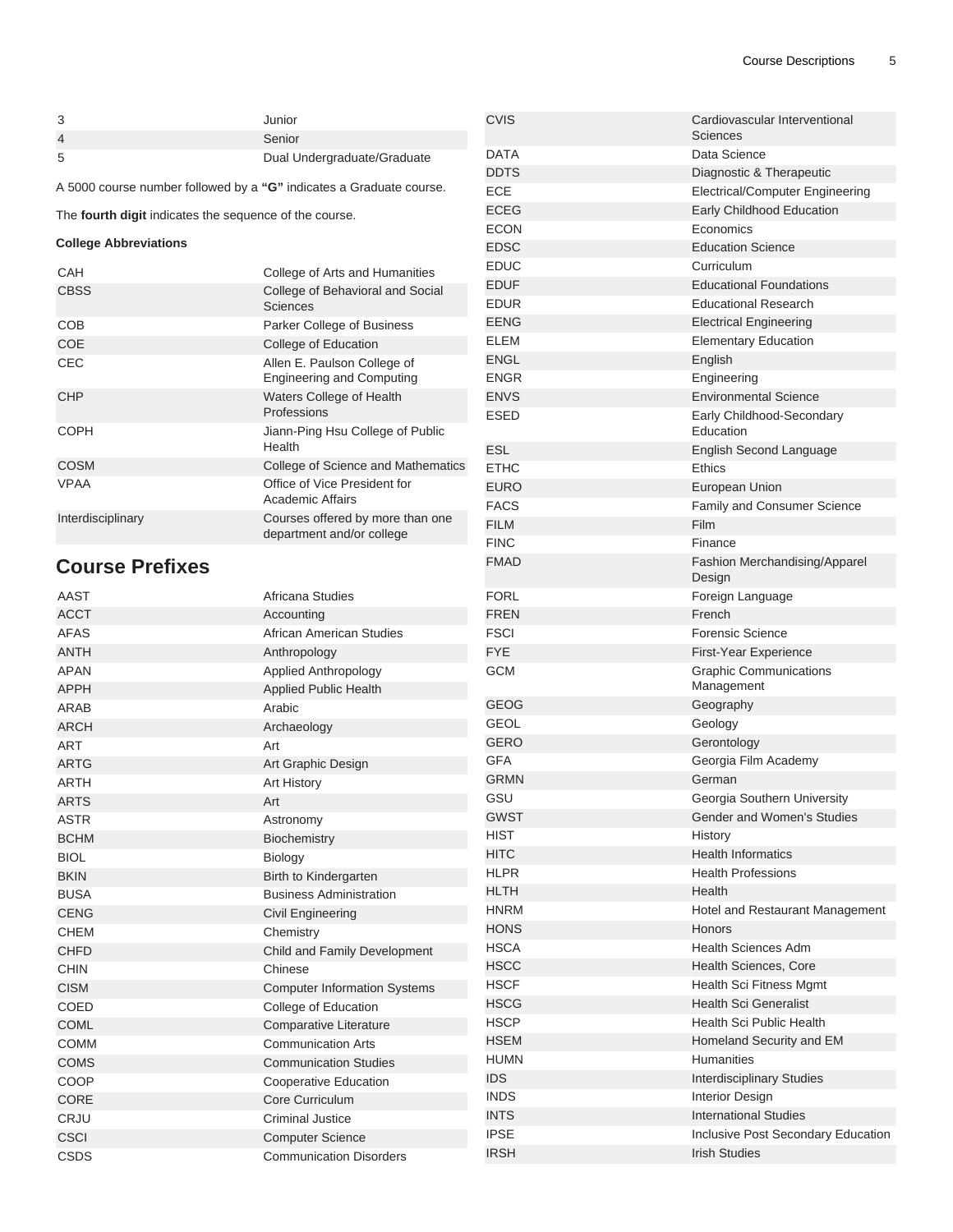| | |
|---|---|
| 3 | Junior |
| 4 | Senior |
| 5 | Dual Undergraduate/Graduate |

A 5000 course number followed by a **"G"** indicates a Graduate course.

The **fourth digit** indicates the sequence of the course.

**College Abbreviations**

| | |
|---|---|
| CAH | College of Arts and Humanities |
| CBSS | College of Behavioral and Social Sciences |
| COB | Parker College of Business |
| COE | College of Education |
| CEC | Allen E. Paulson College of Engineering and Computing |
| CHP | Waters College of Health Professions |
| COPH | Jiann-Ping Hsu College of Public Health |
| COSM | College of Science and Mathematics |
| VPAA | Office of Vice President for Academic Affairs |
| Interdisciplinary | Courses offered by more than one department and/or college |

## Course Prefixes

| | |
|---|---|
| AAST | Africana Studies |
| ACCT | Accounting |
| AFAS | African American Studies |
| ANTH | Anthropology |
| APAN | Applied Anthropology |
| APPH | Applied Public Health |
| ARAB | Arabic |
| ARCH | Archaeology |
| ART | Art |
| ARTG | Art Graphic Design |
| ARTH | Art History |
| ARTS | Art |
| ASTR | Astronomy |
| BCHM | Biochemistry |
| BIOL | Biology |
| BKIN | Birth to Kindergarten |
| BUSA | Business Administration |
| CENG | Civil Engineering |
| CHEM | Chemistry |
| CHFD | Child and Family Development |
| CHIN | Chinese |
| CISM | Computer Information Systems |
| COED | College of Education |
| COML | Comparative Literature |
| COMM | Communication Arts |
| COMS | Communication Studies |
| COOP | Cooperative Education |
| CORE | Core Curriculum |
| CRJU | Criminal Justice |
| CSCI | Computer Science |
| CSDS | Communication Disorders |
| CVIS | Cardiovascular Interventional Sciences |
| DATA | Data Science |
| DDTS | Diagnostic & Therapeutic |
| ECE | Electrical/Computer Engineering |
| ECEG | Early Childhood Education |
| ECON | Economics |
| EDSC | Education Science |
| EDUC | Curriculum |
| EDUF | Educational Foundations |
| EDUR | Educational Research |
| EENG | Electrical Engineering |
| ELEM | Elementary Education |
| ENGL | English |
| ENGR | Engineering |
| ENVS | Environmental Science |
| ESED | Early Childhood-Secondary Education |
| ESL | English Second Language |
| ETHC | Ethics |
| EURO | European Union |
| FACS | Family and Consumer Science |
| FILM | Film |
| FINC | Finance |
| FMAD | Fashion Merchandising/Apparel Design |
| FORL | Foreign Language |
| FREN | French |
| FSCI | Forensic Science |
| FYE | First-Year Experience |
| GCM | Graphic Communications Management |
| GEOG | Geography |
| GEOL | Geology |
| GERO | Gerontology |
| GFA | Georgia Film Academy |
| GRMN | German |
| GSU | Georgia Southern University |
| GWST | Gender and Women's Studies |
| HIST | History |
| HITC | Health Informatics |
| HLPR | Health Professions |
| HLTH | Health |
| HNRM | Hotel and Restaurant Management |
| HONS | Honors |
| HSCA | Health Sciences Adm |
| HSCC | Health Sciences, Core |
| HSCF | Health Sci Fitness Mgmt |
| HSCG | Health Sci Generalist |
| HSCP | Health Sci Public Health |
| HSEM | Homeland Security and EM |
| HUMN | Humanities |
| IDS | Interdisciplinary Studies |
| INDS | Interior Design |
| INTS | International Studies |
| IPSE | Inclusive Post Secondary Education |
| IRSH | Irish Studies |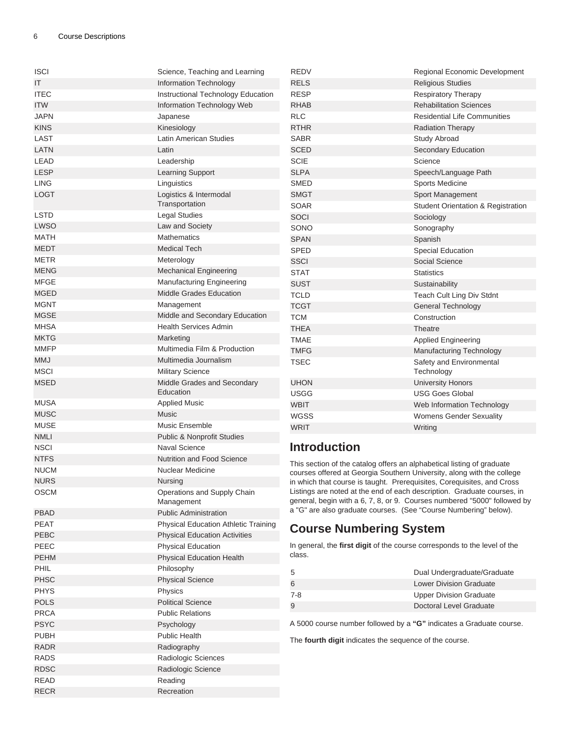| | |
|---|---|
| ISCI | Science, Teaching and Learning |
| IT | Information Technology |
| ITEC | Instructional Technology Education |
| ITW | Information Technology Web |
| JAPN | Japanese |
| KINS | Kinesiology |
| LAST | Latin American Studies |
| LATN | Latin |
| LEAD | Leadership |
| LESP | Learning Support |
| LING | Linguistics |
| LOGT | Logistics & Intermodal Transportation |
| LSTD | Legal Studies |
| LWSO | Law and Society |
| MATH | Mathematics |
| MEDT | Medical Tech |
| METR | Meterology |
| MENG | Mechanical Engineering |
| MFGE | Manufacturing Engineering |
| MGED | Middle Grades Education |
| MGNT | Management |
| MGSE | Middle and Secondary Education |
| MHSA | Health Services Admin |
| MKTG | Marketing |
| MMFP | Multimedia Film & Production |
| MMJ | Multimedia Journalism |
| MSCI | Military Science |
| MSED | Middle Grades and Secondary Education |
| MUSA | Applied Music |
| MUSC | Music |
| MUSE | Music Ensemble |
| NMLI | Public & Nonprofit Studies |
| NSCI | Naval Science |
| NTFS | Nutrition and Food Science |
| NUCM | Nuclear Medicine |
| NURS | Nursing |
| OSCM | Operations and Supply Chain Management |
| PBAD | Public Administration |
| PEAT | Physical Education Athletic Training |
| PEBC | Physical Education Activities |
| PEEC | Physical Education |
| PEHM | Physical Education Health |
| PHIL | Philosophy |
| PHSC | Physical Science |
| PHYS | Physics |
| POLS | Political Science |
| PRCA | Public Relations |
| PSYC | Psychology |
| PUBH | Public Health |
| RADR | Radiography |
| RADS | Radiologic Sciences |
| RDSC | Radiologic Science |
| READ | Reading |
| RECR | Recreation |
| REDV | Regional Economic Development |
| RELS | Religious Studies |
| RESP | Respiratory Therapy |
| RHAB | Rehabilitation Sciences |
| RLC | Residential Life Communities |
| RTHR | Radiation Therapy |
| SABR | Study Abroad |
| SCED | Secondary Education |
| SCIE | Science |
| SLPA | Speech/Language Path |
| SMED | Sports Medicine |
| SMGT | Sport Management |
| SOAR | Student Orientation & Registration |
| SOCI | Sociology |
| SONO | Sonography |
| SPAN | Spanish |
| SPED | Special Education |
| SSCI | Social Science |
| STAT | Statistics |
| SUST | Sustainability |
| TCLD | Teach Cult Ling Div Stdnt |
| TCGT | General Technology |
| TCM | Construction |
| THEA | Theatre |
| TMAE | Applied Engineering |
| TMFG | Manufacturing Technology |
| TSEC | Safety and Environmental Technology |
| UHON | University Honors |
| USGG | USG Goes Global |
| WBIT | Web Information Technology |
| WGSS | Womens Gender Sexuality |
| WRIT | Writing |

## Introduction

This section of the catalog offers an alphabetical listing of graduate courses offered at Georgia Southern University, along with the college in which that course is taught. Prerequisites, Corequisites, and Cross Listings are noted at the end of each description. Graduate courses, in general, begin with a 6, 7, 8, or 9. Courses numbered "5000" followed by a "G" are also graduate courses. (See "Course Numbering" below).

## Course Numbering System

In general, the **first digit** of the course corresponds to the level of the class.

| | |
|---|---|
| 5 | Dual Undergraduate/Graduate |
| 6 | Lower Division Graduate |
| 7-8 | Upper Division Graduate |
| 9 | Doctoral Level Graduate |

A 5000 course number followed by a **"G"** indicates a Graduate course.

The **fourth digit** indicates the sequence of the course.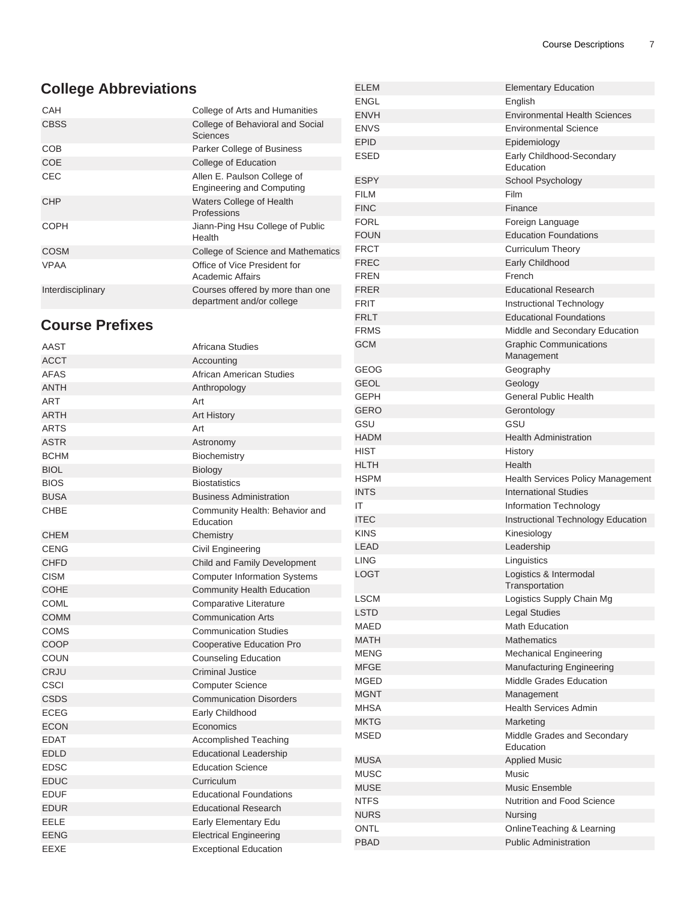## College Abbreviations

| | |
|---|---|
| CAH | College of Arts and Humanities |
| CBSS | College of Behavioral and Social Sciences |
| COB | Parker College of Business |
| COE | College of Education |
| CEC | Allen E. Paulson College of Engineering and Computing |
| CHP | Waters College of Health Professions |
| COPH | Jiann-Ping Hsu College of Public Health |
| COSM | College of Science and Mathematics |
| VPAA | Office of Vice President for Academic Affairs |
| Interdisciplinary | Courses offered by more than one department and/or college |

## Course Prefixes

| | |
|---|---|
| AAST | Africana Studies |
| ACCT | Accounting |
| AFAS | African American Studies |
| ANTH | Anthropology |
| ART | Art |
| ARTH | Art History |
| ARTS | Art |
| ASTR | Astronomy |
| BCHM | Biochemistry |
| BIOL | Biology |
| BIOS | Biostatistics |
| BUSA | Business Administration |
| CHBE | Community Health: Behavior and Education |
| CHEM | Chemistry |
| CENG | Civil Engineering |
| CHFD | Child and Family Development |
| CISM | Computer Information Systems |
| COHE | Community Health Education |
| COML | Comparative Literature |
| COMM | Communication Arts |
| COMS | Communication Studies |
| COOP | Cooperative Education Pro |
| COUN | Counseling Education |
| CRJU | Criminal Justice |
| CSCI | Computer Science |
| CSDS | Communication Disorders |
| ECEG | Early Childhood |
| ECON | Economics |
| EDAT | Accomplished Teaching |
| EDLD | Educational Leadership |
| EDSC | Education Science |
| EDUC | Curriculum |
| EDUF | Educational Foundations |
| EDUR | Educational Research |
| EELE | Early Elementary Edu |
| EENG | Electrical Engineering |
| EEXE | Exceptional Education |
| ELEM | Elementary Education |
| ENGL | English |
| ENVH | Environmental Health Sciences |
| ENVS | Environmental Science |
| EPID | Epidemiology |
| ESED | Early Childhood-Secondary Education |
| ESPY | School Psychology |
| FILM | Film |
| FINC | Finance |
| FORL | Foreign Language |
| FOUN | Education Foundations |
| FRCT | Curriculum Theory |
| FREC | Early Childhood |
| FREN | French |
| FRER | Educational Research |
| FRIT | Instructional Technology |
| FRLT | Educational Foundations |
| FRMS | Middle and Secondary Education |
| GCM | Graphic Communications Management |
| GEOG | Geography |
| GEOL | Geology |
| GEPH | General Public Health |
| GERO | Gerontology |
| GSU | GSU |
| HADM | Health Administration |
| HIST | History |
| HLTH | Health |
| HSPM | Health Services Policy Management |
| INTS | International Studies |
| IT | Information Technology |
| ITEC | Instructional Technology Education |
| KINS | Kinesiology |
| LEAD | Leadership |
| LING | Linguistics |
| LOGT | Logistics & Intermodal Transportation |
| LSCM | Logistics Supply Chain Mg |
| LSTD | Legal Studies |
| MAED | Math Education |
| MATH | Mathematics |
| MENG | Mechanical Engineering |
| MFGE | Manufacturing Engineering |
| MGED | Middle Grades Education |
| MGNT | Management |
| MHSA | Health Services Admin |
| MKTG | Marketing |
| MSED | Middle Grades and Secondary Education |
| MUSA | Applied Music |
| MUSC | Music |
| MUSE | Music Ensemble |
| NTFS | Nutrition and Food Science |
| NURS | Nursing |
| ONTL | OnlineTeaching & Learning |
| PBAD | Public Administration |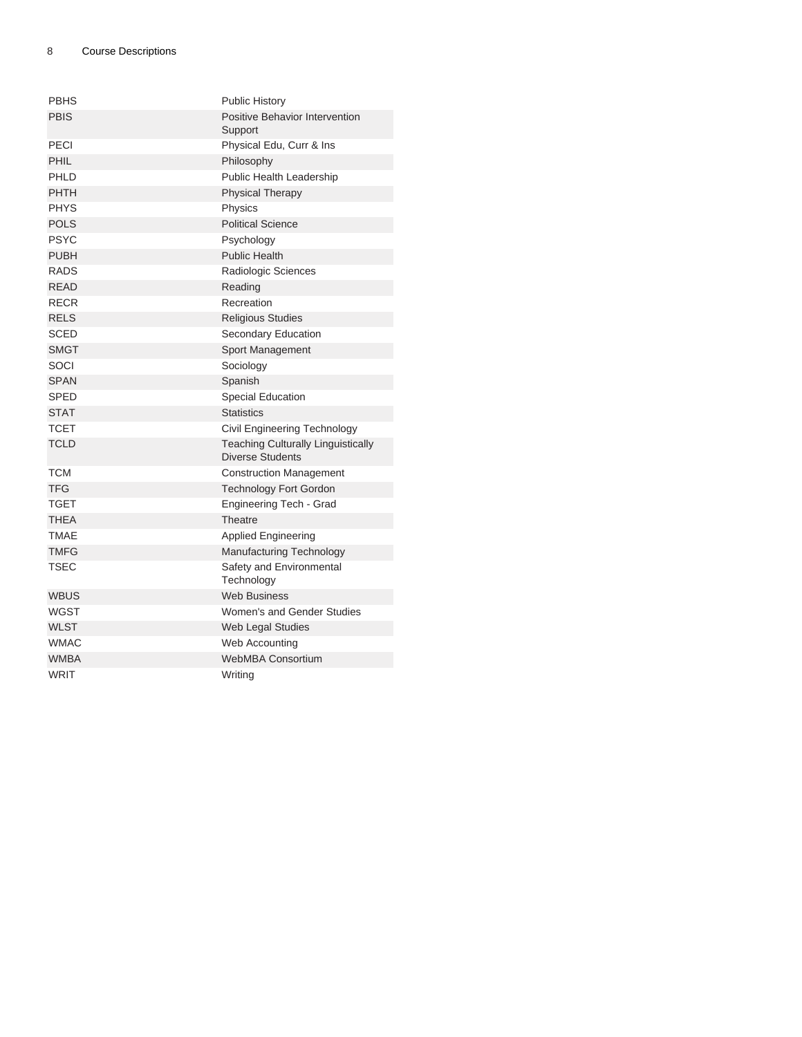| | |
|---|---|
| PBHS | Public History |
| PBIS | Positive Behavior Intervention Support |
| PECI | Physical Edu, Curr & Ins |
| PHIL | Philosophy |
| PHLD | Public Health Leadership |
| PHTH | Physical Therapy |
| PHYS | Physics |
| POLS | Political Science |
| PSYC | Psychology |
| PUBH | Public Health |
| RADS | Radiologic Sciences |
| READ | Reading |
| RECR | Recreation |
| RELS | Religious Studies |
| SCED | Secondary Education |
| SMGT | Sport Management |
| SOCI | Sociology |
| SPAN | Spanish |
| SPED | Special Education |
| STAT | Statistics |
| TCET | Civil Engineering Technology |
| TCLD | Teaching Culturally Linguistically Diverse Students |
| TCM | Construction Management |
| TFG | Technology Fort Gordon |
| TGET | Engineering Tech - Grad |
| THEA | Theatre |
| TMAE | Applied Engineering |
| TMFG | Manufacturing Technology |
| TSEC | Safety and Environmental Technology |
| WBUS | Web Business |
| WGST | Women's and Gender Studies |
| WLST | Web Legal Studies |
| WMAC | Web Accounting |
| WMBA | WebMBA Consortium |
| WRIT | Writing |